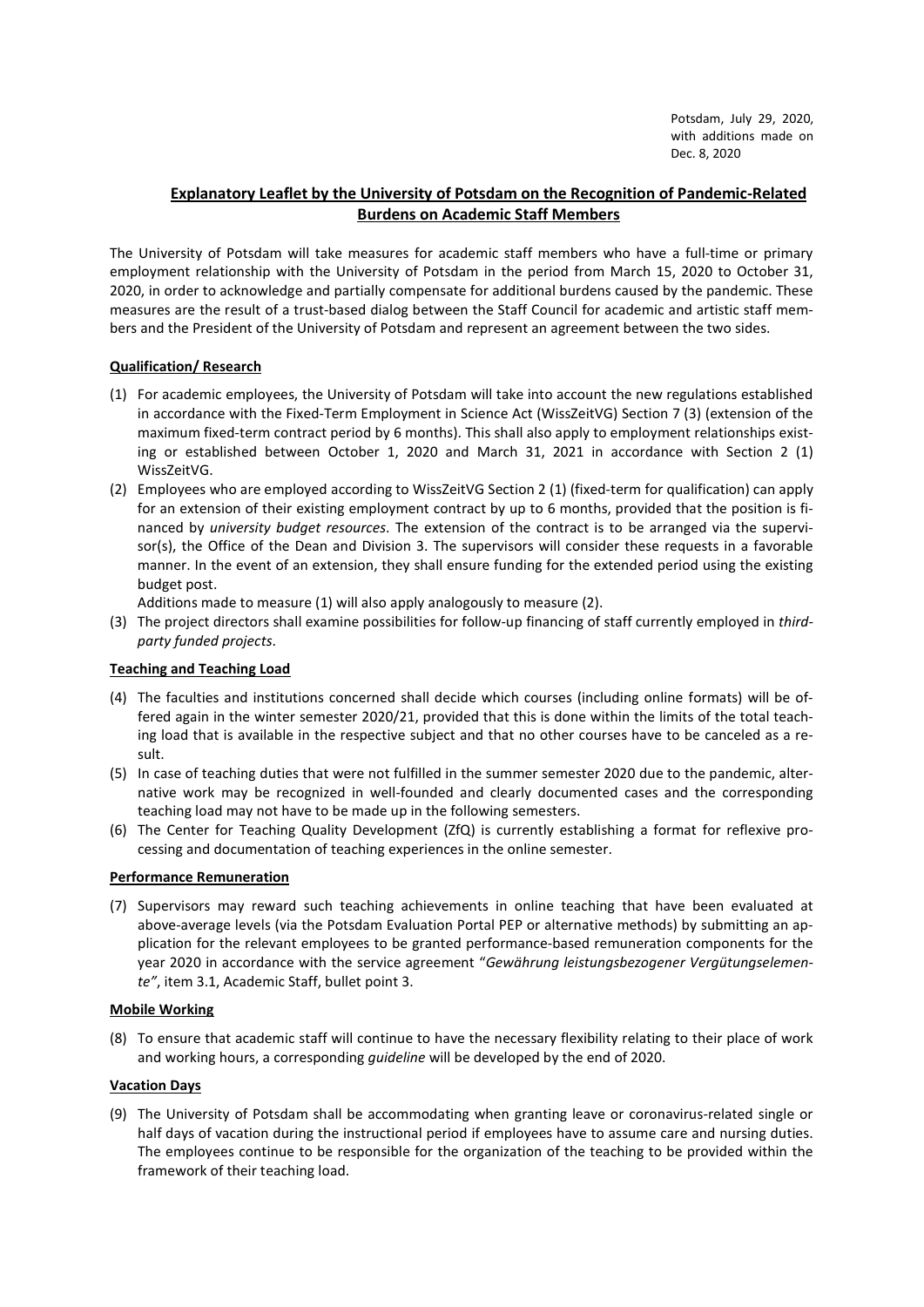Potsdam, July 29, 2020,
with additions made on
Dec. 8, 2020

# Explanatory Leaflet by the University of Potsdam on the Recognition of Pandemic-Related Burdens on Academic Staff Members

The University of Potsdam will take measures for academic staff members who have a full-time or primary employment relationship with the University of Potsdam in the period from March 15, 2020 to October 31, 2020, in order to acknowledge and partially compensate for additional burdens caused by the pandemic. These measures are the result of a trust-based dialog between the Staff Council for academic and artistic staff members and the President of the University of Potsdam and represent an agreement between the two sides.

## Qualification/ Research

(1) For academic employees, the University of Potsdam will take into account the new regulations established in accordance with the Fixed-Term Employment in Science Act (WissZeitVG) Section 7 (3) (extension of the maximum fixed-term contract period by 6 months). This shall also apply to employment relationships existing or established between October 1, 2020 and March 31, 2021 in accordance with Section 2 (1) WissZeitVG.

(2) Employees who are employed according to WissZeitVG Section 2 (1) (fixed-term for qualification) can apply for an extension of their existing employment contract by up to 6 months, provided that the position is financed by *university budget resources*. The extension of the contract is to be arranged via the supervisor(s), the Office of the Dean and Division 3. The supervisors will consider these requests in a favorable manner. In the event of an extension, they shall ensure funding for the extended period using the existing budget post.
Additions made to measure (1) will also apply analogously to measure (2).

(3) The project directors shall examine possibilities for follow-up financing of staff currently employed in *third-party funded projects*.

## Teaching and Teaching Load

(4) The faculties and institutions concerned shall decide which courses (including online formats) will be offered again in the winter semester 2020/21, provided that this is done within the limits of the total teaching load that is available in the respective subject and that no other courses have to be canceled as a result.

(5) In case of teaching duties that were not fulfilled in the summer semester 2020 due to the pandemic, alternative work may be recognized in well-founded and clearly documented cases and the corresponding teaching load may not have to be made up in the following semesters.

(6) The Center for Teaching Quality Development (ZfQ) is currently establishing a format for reflexive processing and documentation of teaching experiences in the online semester.

## Performance Remuneration

(7) Supervisors may reward such teaching achievements in online teaching that have been evaluated at above-average levels (via the Potsdam Evaluation Portal PEP or alternative methods) by submitting an application for the relevant employees to be granted performance-based remuneration components for the year 2020 in accordance with the service agreement "*Gewährung leistungsbezogener Vergütungselemente*", item 3.1, Academic Staff, bullet point 3.

## Mobile Working

(8) To ensure that academic staff will continue to have the necessary flexibility relating to their place of work and working hours, a corresponding *guideline* will be developed by the end of 2020.

## Vacation Days

(9) The University of Potsdam shall be accommodating when granting leave or coronavirus-related single or half days of vacation during the instructional period if employees have to assume care and nursing duties. The employees continue to be responsible for the organization of the teaching to be provided within the framework of their teaching load.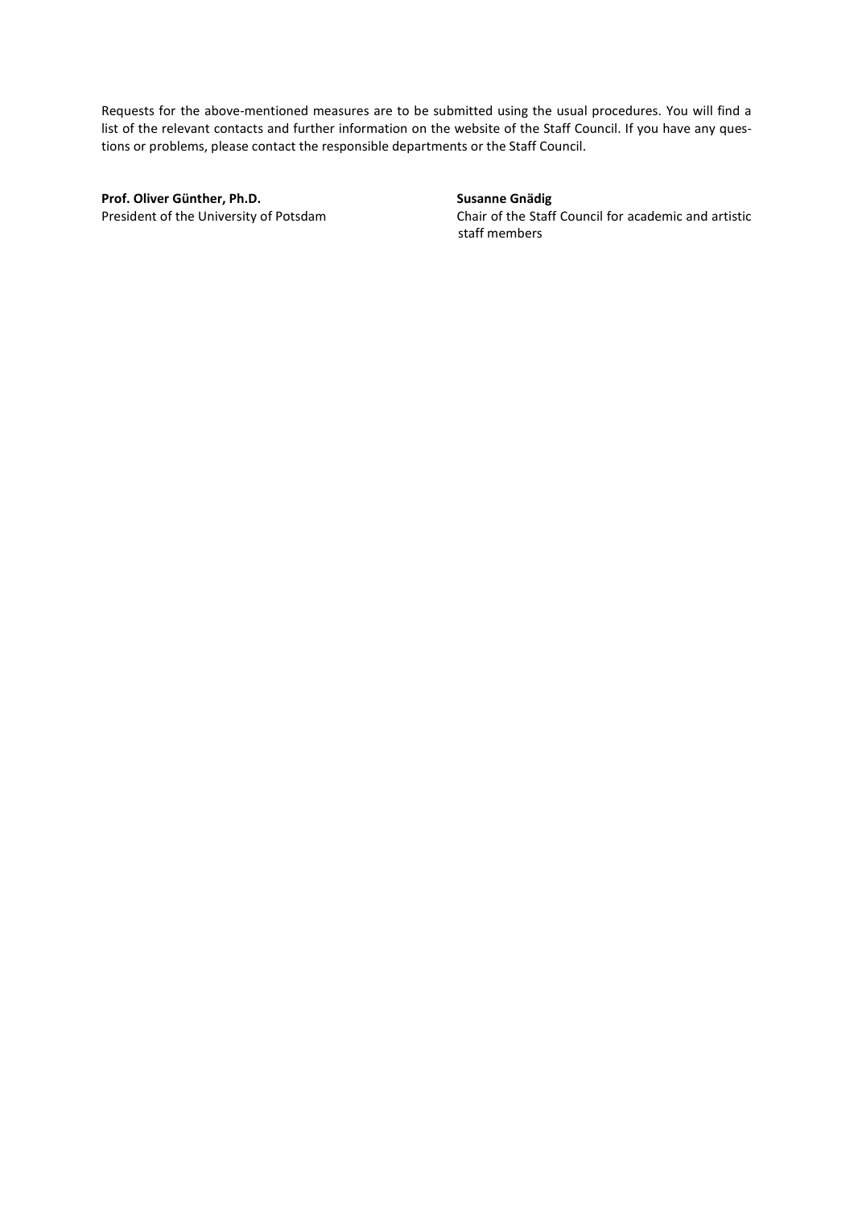Requests for the above-mentioned measures are to be submitted using the usual procedures. You will find a list of the relevant contacts and further information on the website of the Staff Council. If you have any questions or problems, please contact the responsible departments or the Staff Council.

**Prof. Oliver Günther, Ph.D.**
President of the University of Potsdam

**Susanne Gnädig**
Chair of the Staff Council for academic and artistic staff members